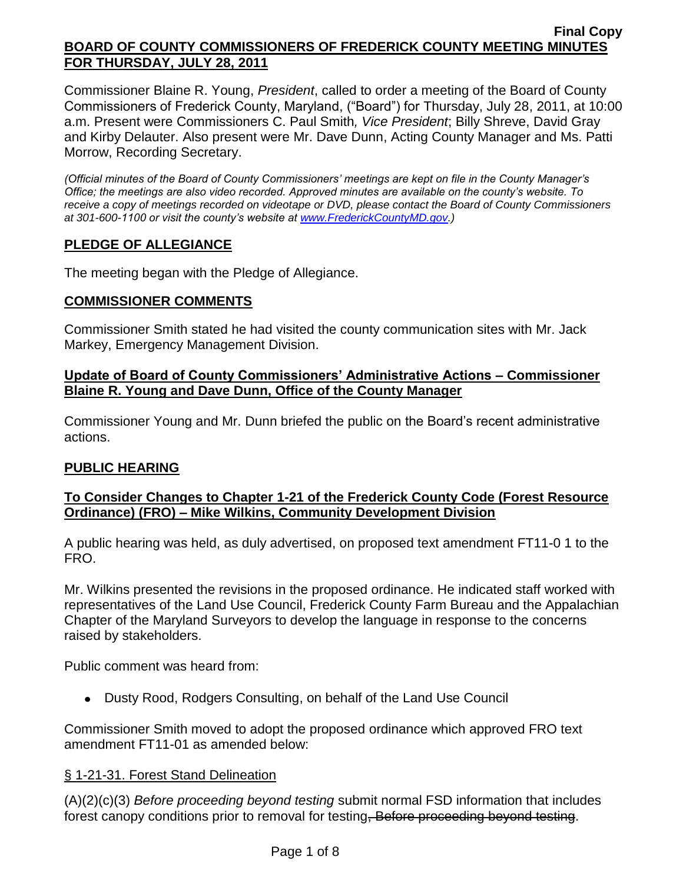**Final Copy**

# BOARD OF COUNTY COMMISSIONERS OF FREDERICK COUNTY MEETING MINUTES FOR THURSDAY, JULY 28, 2011

Commissioner Blaine R. Young, *President*, called to order a meeting of the Board of County Commissioners of Frederick County, Maryland, ("Board") for Thursday, July 28, 2011, at 10:00 a.m. Present were Commissioners C. Paul Smith*, Vice President*; Billy Shreve, David Gray and Kirby Delauter. Also present were Mr. Dave Dunn, Acting County Manager and Ms. Patti Morrow, Recording Secretary.

*(Official minutes of the Board of County Commissioners' meetings are kept on file in the County Manager's Office; the meetings are also video recorded. Approved minutes are available on the county's website. To receive a copy of meetings recorded on videotape or DVD, please contact the Board of County Commissioners at 301-600-1100 or visit the county's website at www.FrederickCountyMD.gov.)*

## PLEDGE OF ALLEGIANCE

The meeting began with the Pledge of Allegiance.

## COMMISSIONER COMMENTS

Commissioner Smith stated he had visited the county communication sites with Mr. Jack Markey, Emergency Management Division.

### Update of Board of County Commissioners' Administrative Actions – Commissioner Blaine R. Young and Dave Dunn, Office of the County Manager

Commissioner Young and Mr. Dunn briefed the public on the Board's recent administrative actions.

## PUBLIC HEARING

### To Consider Changes to Chapter 1-21 of the Frederick County Code (Forest Resource Ordinance) (FRO) – Mike Wilkins, Community Development Division

A public hearing was held, as duly advertised, on proposed text amendment FT11-0 1 to the FRO.

Mr. Wilkins presented the revisions in the proposed ordinance. He indicated staff worked with representatives of the Land Use Council, Frederick County Farm Bureau and the Appalachian Chapter of the Maryland Surveyors to develop the language in response to the concerns raised by stakeholders.

Public comment was heard from:

- Dusty Rood, Rodgers Consulting, on behalf of the Land Use Council

Commissioner Smith moved to adopt the proposed ordinance which approved FRO text amendment FT11-01 as amended below:

§ 1-21-31. Forest Stand Delineation

(A)(2)(c)(3) *Before proceeding beyond testing* submit normal FSD information that includes forest canopy conditions prior to removal for testing~~, Before proceeding beyond testing~~.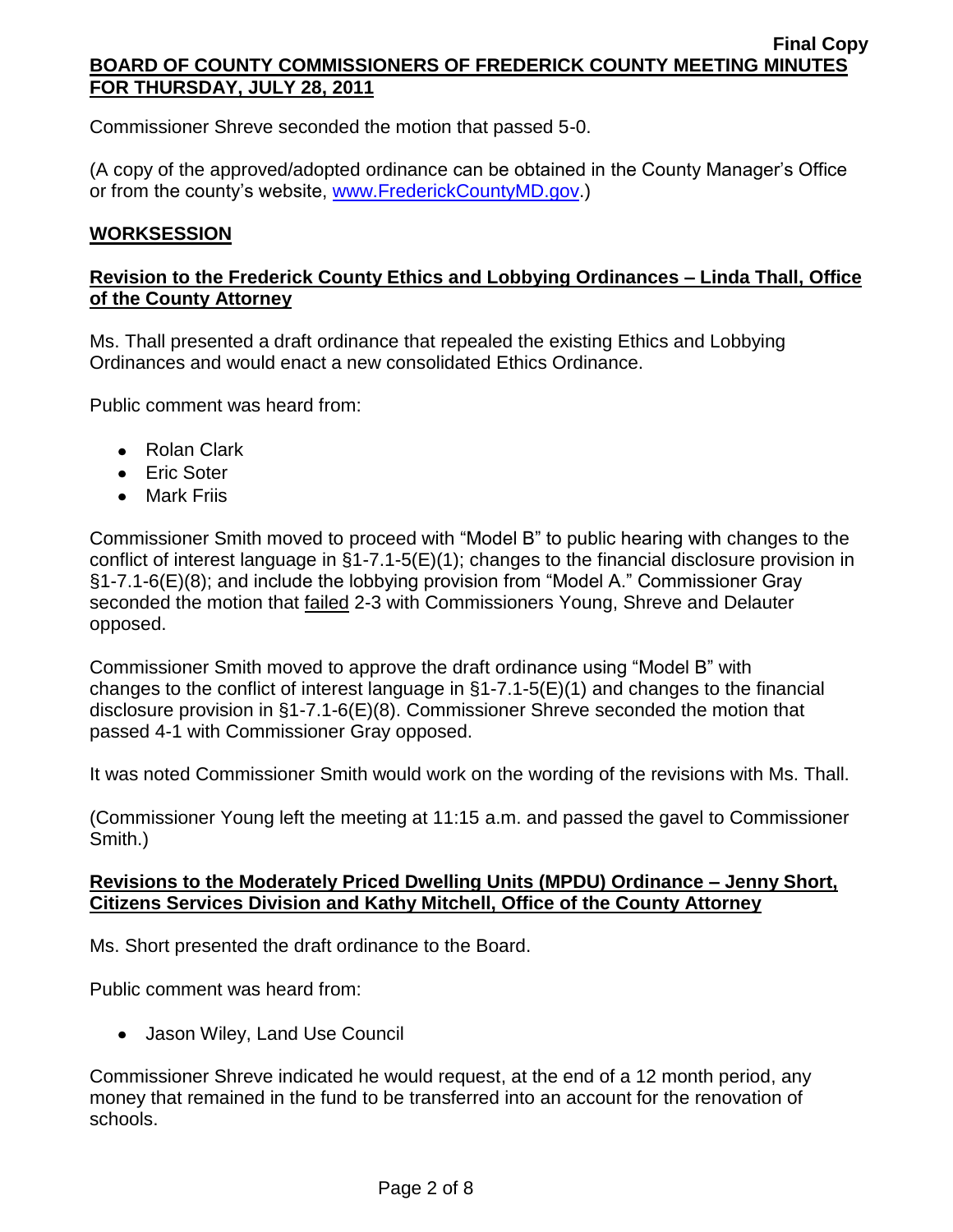Commissioner Shreve seconded the motion that passed 5-0.

(A copy of the approved/adopted ordinance can be obtained in the County Manager's Office or from the county's website, [www.FrederickCountyMD.gov](http://www.FrederickCountyMD.gov).)

## WORKSESSION

### Revision to the Frederick County Ethics and Lobbying Ordinances – Linda Thall, Office of the County Attorney

Ms. Thall presented a draft ordinance that repealed the existing Ethics and Lobbying Ordinances and would enact a new consolidated Ethics Ordinance.

Public comment was heard from:

- Rolan Clark
- Eric Soter
- Mark Friis

Commissioner Smith moved to proceed with "Model B" to public hearing with changes to the conflict of interest language in §1-7.1-5(E)(1); changes to the financial disclosure provision in §1-7.1-6(E)(8); and include the lobbying provision from "Model A." Commissioner Gray seconded the motion that failed 2-3 with Commissioners Young, Shreve and Delauter opposed.

Commissioner Smith moved to approve the draft ordinance using "Model B" with changes to the conflict of interest language in §1-7.1-5(E)(1) and changes to the financial disclosure provision in §1-7.1-6(E)(8). Commissioner Shreve seconded the motion that passed 4-1 with Commissioner Gray opposed.

It was noted Commissioner Smith would work on the wording of the revisions with Ms. Thall.

(Commissioner Young left the meeting at 11:15 a.m. and passed the gavel to Commissioner Smith.)

### Revisions to the Moderately Priced Dwelling Units (MPDU) Ordinance – Jenny Short, Citizens Services Division and Kathy Mitchell, Office of the County Attorney

Ms. Short presented the draft ordinance to the Board.

Public comment was heard from:

- Jason Wiley, Land Use Council

Commissioner Shreve indicated he would request, at the end of a 12 month period, any money that remained in the fund to be transferred into an account for the renovation of schools.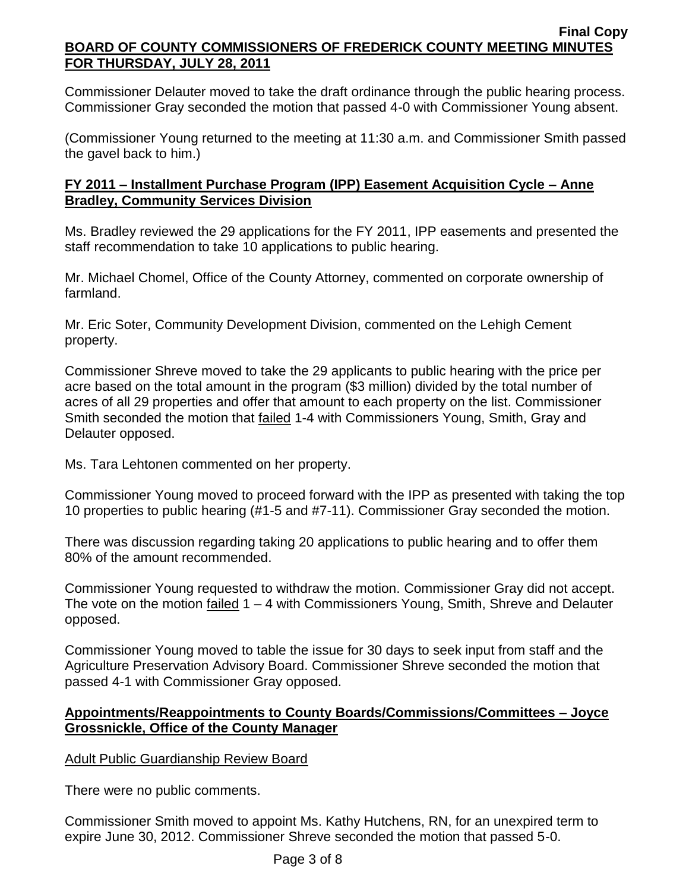Commissioner Delauter moved to take the draft ordinance through the public hearing process. Commissioner Gray seconded the motion that passed 4-0 with Commissioner Young absent.

(Commissioner Young returned to the meeting at 11:30 a.m. and Commissioner Smith passed the gavel back to him.)

**FY 2011 – Installment Purchase Program (IPP) Easement Acquisition Cycle – Anne Bradley, Community Services Division**

Ms. Bradley reviewed the 29 applications for the FY 2011, IPP easements and presented the staff recommendation to take 10 applications to public hearing.

Mr. Michael Chomel, Office of the County Attorney, commented on corporate ownership of farmland.

Mr. Eric Soter, Community Development Division, commented on the Lehigh Cement property.

Commissioner Shreve moved to take the 29 applicants to public hearing with the price per acre based on the total amount in the program ($3 million) divided by the total number of acres of all 29 properties and offer that amount to each property on the list. Commissioner Smith seconded the motion that failed 1-4 with Commissioners Young, Smith, Gray and Delauter opposed.

Ms. Tara Lehtonen commented on her property.

Commissioner Young moved to proceed forward with the IPP as presented with taking the top 10 properties to public hearing (#1-5 and #7-11). Commissioner Gray seconded the motion.

There was discussion regarding taking 20 applications to public hearing and to offer them 80% of the amount recommended.

Commissioner Young requested to withdraw the motion. Commissioner Gray did not accept. The vote on the motion failed 1 – 4 with Commissioners Young, Smith, Shreve and Delauter opposed.

Commissioner Young moved to table the issue for 30 days to seek input from staff and the Agriculture Preservation Advisory Board. Commissioner Shreve seconded the motion that passed 4-1 with Commissioner Gray opposed.

**Appointments/Reappointments to County Boards/Commissions/Committees – Joyce Grossnickle, Office of the County Manager**

Adult Public Guardianship Review Board

There were no public comments.

Commissioner Smith moved to appoint Ms. Kathy Hutchens, RN, for an unexpired term to expire June 30, 2012. Commissioner Shreve seconded the motion that passed 5-0.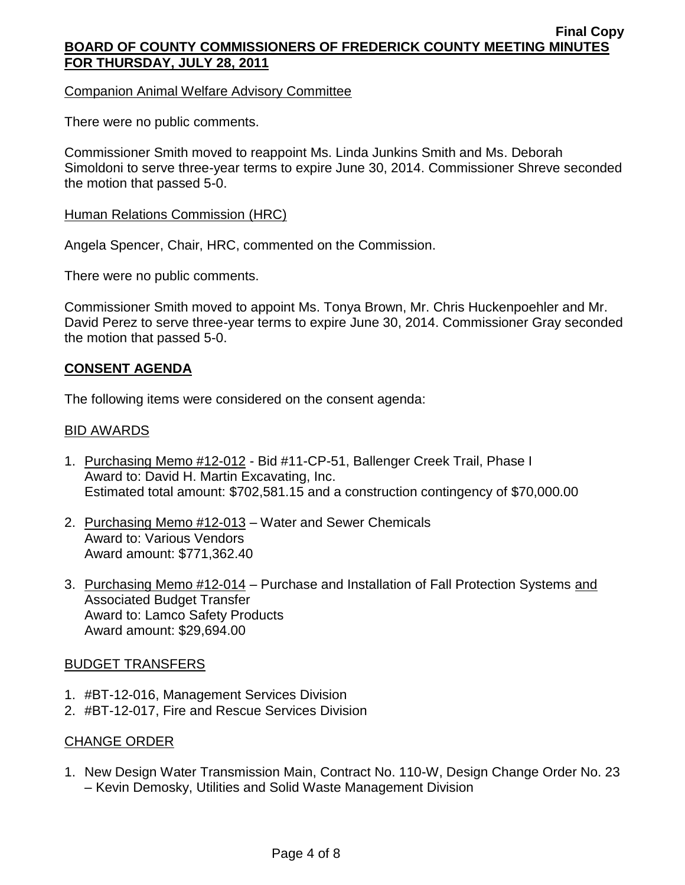Companion Animal Welfare Advisory Committee

There were no public comments.

Commissioner Smith moved to reappoint Ms. Linda Junkins Smith and Ms. Deborah Simoldoni to serve three-year terms to expire June 30, 2014. Commissioner Shreve seconded the motion that passed 5-0.

Human Relations Commission (HRC)

Angela Spencer, Chair, HRC, commented on the Commission.

There were no public comments.

Commissioner Smith moved to appoint Ms. Tonya Brown, Mr. Chris Huckenpoehler and Mr. David Perez to serve three-year terms to expire June 30, 2014. Commissioner Gray seconded the motion that passed 5-0.

## CONSENT AGENDA

The following items were considered on the consent agenda:

BID AWARDS

1. Purchasing Memo #12-012 - Bid #11-CP-51, Ballenger Creek Trail, Phase I
   Award to: David H. Martin Excavating, Inc.
   Estimated total amount: $702,581.15 and a construction contingency of $70,000.00
2. Purchasing Memo #12-013 – Water and Sewer Chemicals
   Award to: Various Vendors
   Award amount: $771,362.40
3. Purchasing Memo #12-014 – Purchase and Installation of Fall Protection Systems and Associated Budget Transfer
   Award to: Lamco Safety Products
   Award amount: $29,694.00

BUDGET TRANSFERS

1. #BT-12-016, Management Services Division
2. #BT-12-017, Fire and Rescue Services Division

CHANGE ORDER

1. New Design Water Transmission Main, Contract No. 110-W, Design Change Order No. 23 – Kevin Demosky, Utilities and Solid Waste Management Division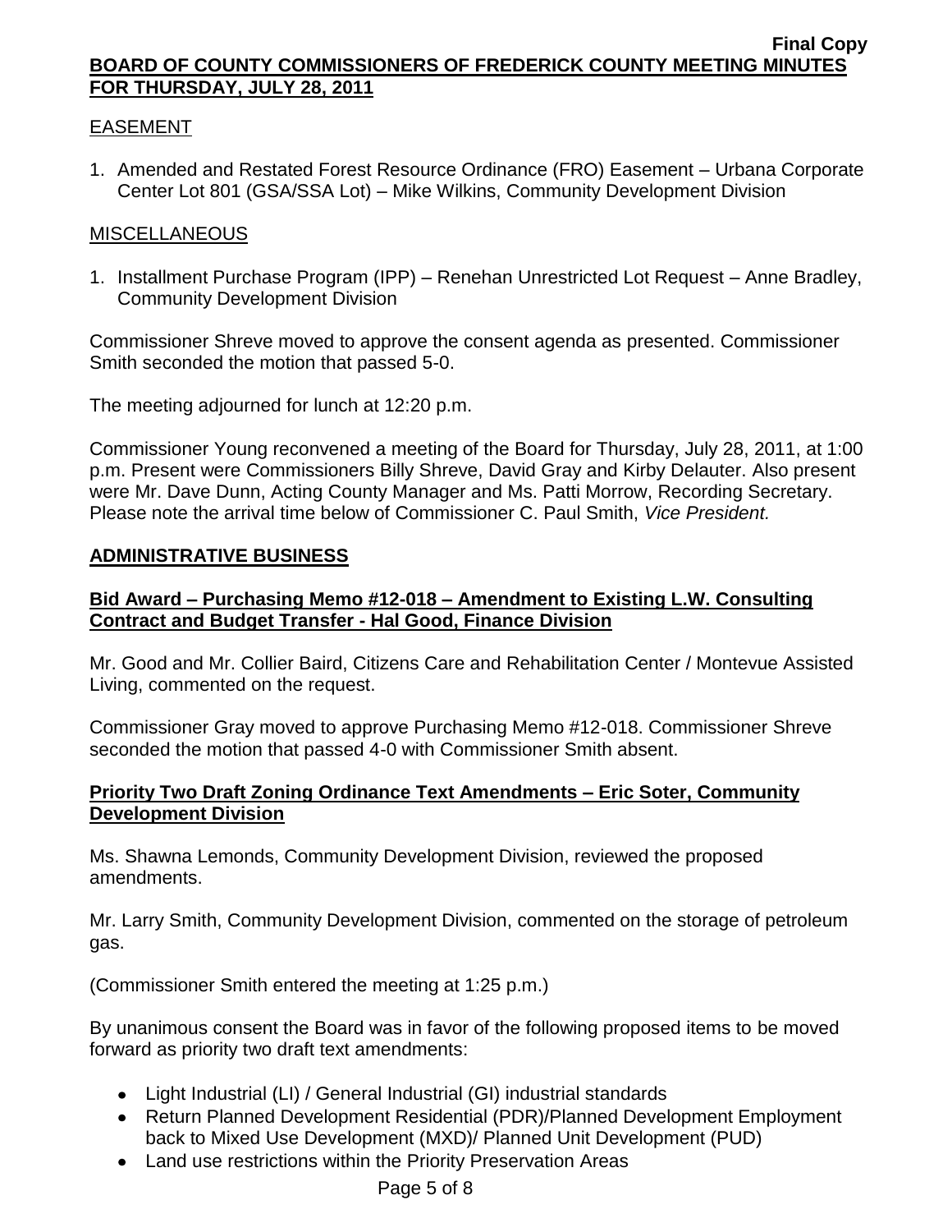EASEMENT

1. Amended and Restated Forest Resource Ordinance (FRO) Easement – Urbana Corporate Center Lot 801 (GSA/SSA Lot) – Mike Wilkins, Community Development Division

MISCELLANEOUS

1. Installment Purchase Program (IPP) – Renehan Unrestricted Lot Request – Anne Bradley, Community Development Division

Commissioner Shreve moved to approve the consent agenda as presented. Commissioner Smith seconded the motion that passed 5-0.

The meeting adjourned for lunch at 12:20 p.m.

Commissioner Young reconvened a meeting of the Board for Thursday, July 28, 2011, at 1:00 p.m. Present were Commissioners Billy Shreve, David Gray and Kirby Delauter. Also present were Mr. Dave Dunn, Acting County Manager and Ms. Patti Morrow, Recording Secretary. Please note the arrival time below of Commissioner C. Paul Smith, *Vice President.*

## ADMINISTRATIVE BUSINESS

**Bid Award – Purchasing Memo #12-018 – Amendment to Existing L.W. Consulting Contract and Budget Transfer - Hal Good, Finance Division**

Mr. Good and Mr. Collier Baird, Citizens Care and Rehabilitation Center / Montevue Assisted Living, commented on the request.

Commissioner Gray moved to approve Purchasing Memo #12-018. Commissioner Shreve seconded the motion that passed 4-0 with Commissioner Smith absent.

**Priority Two Draft Zoning Ordinance Text Amendments – Eric Soter, Community Development Division**

Ms. Shawna Lemonds, Community Development Division, reviewed the proposed amendments.

Mr. Larry Smith, Community Development Division, commented on the storage of petroleum gas.

(Commissioner Smith entered the meeting at 1:25 p.m.)

By unanimous consent the Board was in favor of the following proposed items to be moved forward as priority two draft text amendments:

- Light Industrial (LI) / General Industrial (GI) industrial standards
- Return Planned Development Residential (PDR)/Planned Development Employment back to Mixed Use Development (MXD)/ Planned Unit Development (PUD)
- Land use restrictions within the Priority Preservation Areas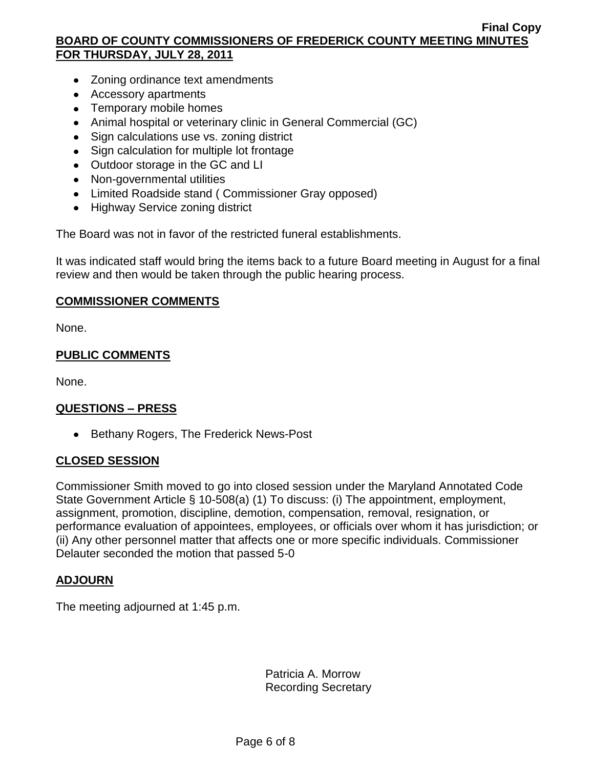- Zoning ordinance text amendments
- Accessory apartments
- Temporary mobile homes
- Animal hospital or veterinary clinic in General Commercial (GC)
- Sign calculations use vs. zoning district
- Sign calculation for multiple lot frontage
- Outdoor storage in the GC and LI
- Non-governmental utilities
- Limited Roadside stand ( Commissioner Gray opposed)
- Highway Service zoning district

The Board was not in favor of the restricted funeral establishments.

It was indicated staff would bring the items back to a future Board meeting in August for a final review and then would be taken through the public hearing process.

## COMMISSIONER COMMENTS

None.

## PUBLIC COMMENTS

None.

## QUESTIONS – PRESS

- Bethany Rogers, The Frederick News-Post

## CLOSED SESSION

Commissioner Smith moved to go into closed session under the Maryland Annotated Code State Government Article § 10-508(a) (1) To discuss: (i) The appointment, employment, assignment, promotion, discipline, demotion, compensation, removal, resignation, or performance evaluation of appointees, employees, or officials over whom it has jurisdiction; or (ii) Any other personnel matter that affects one or more specific individuals. Commissioner Delauter seconded the motion that passed 5-0

## ADJOURN

The meeting adjourned at 1:45 p.m.

Patricia A. Morrow
Recording Secretary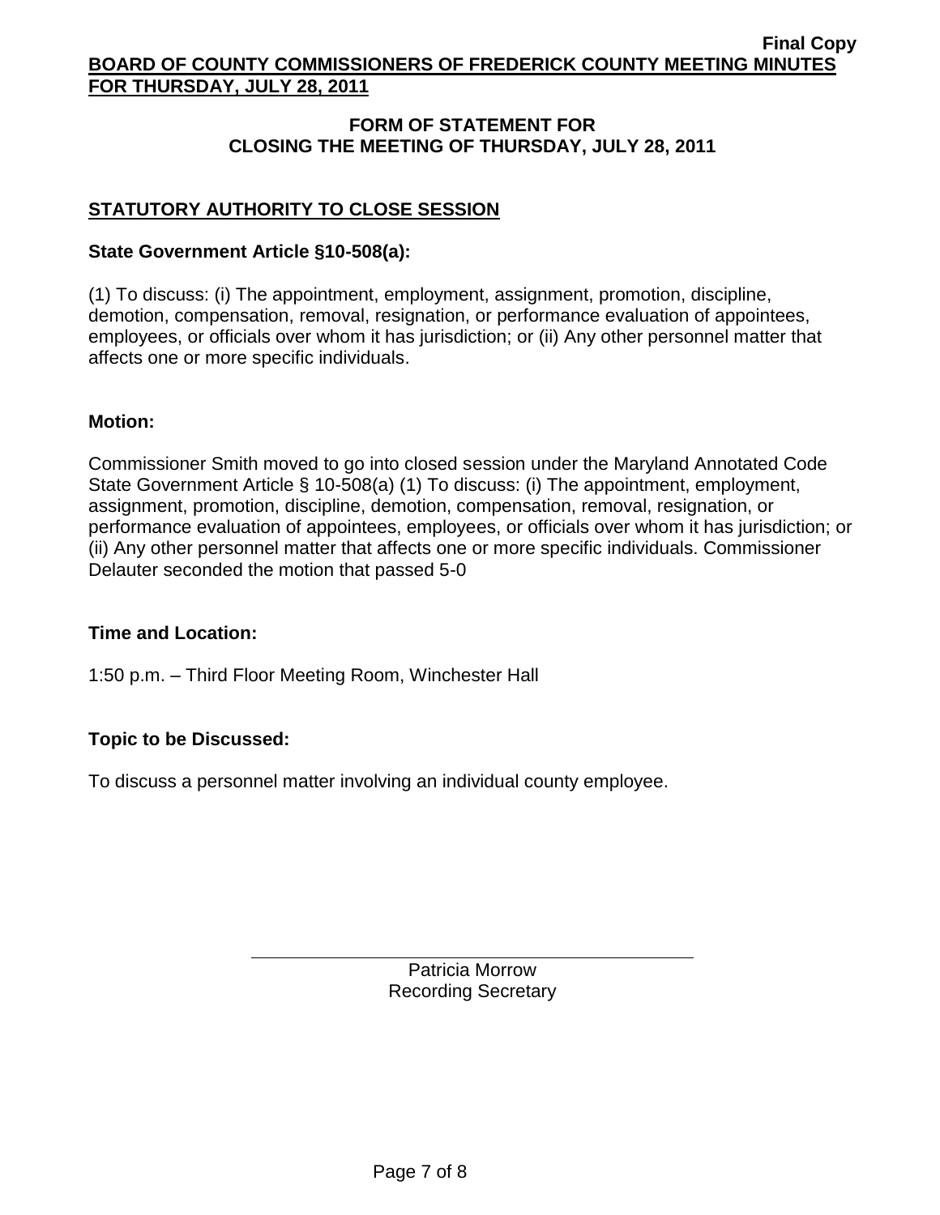## FORM OF STATEMENT FOR CLOSING THE MEETING OF THURSDAY, JULY 28, 2011

### STATUTORY AUTHORITY TO CLOSE SESSION

**State Government Article §10-508(a):**

(1) To discuss: (i) The appointment, employment, assignment, promotion, discipline, demotion, compensation, removal, resignation, or performance evaluation of appointees, employees, or officials over whom it has jurisdiction; or (ii) Any other personnel matter that affects one or more specific individuals.

**Motion:**

Commissioner Smith moved to go into closed session under the Maryland Annotated Code State Government Article § 10-508(a) (1) To discuss: (i) The appointment, employment, assignment, promotion, discipline, demotion, compensation, removal, resignation, or performance evaluation of appointees, employees, or officials over whom it has jurisdiction; or (ii) Any other personnel matter that affects one or more specific individuals. Commissioner Delauter seconded the motion that passed 5-0

**Time and Location:**

1:50 p.m. – Third Floor Meeting Room, Winchester Hall

**Topic to be Discussed:**

To discuss a personnel matter involving an individual county employee.

Patricia Morrow
Recording Secretary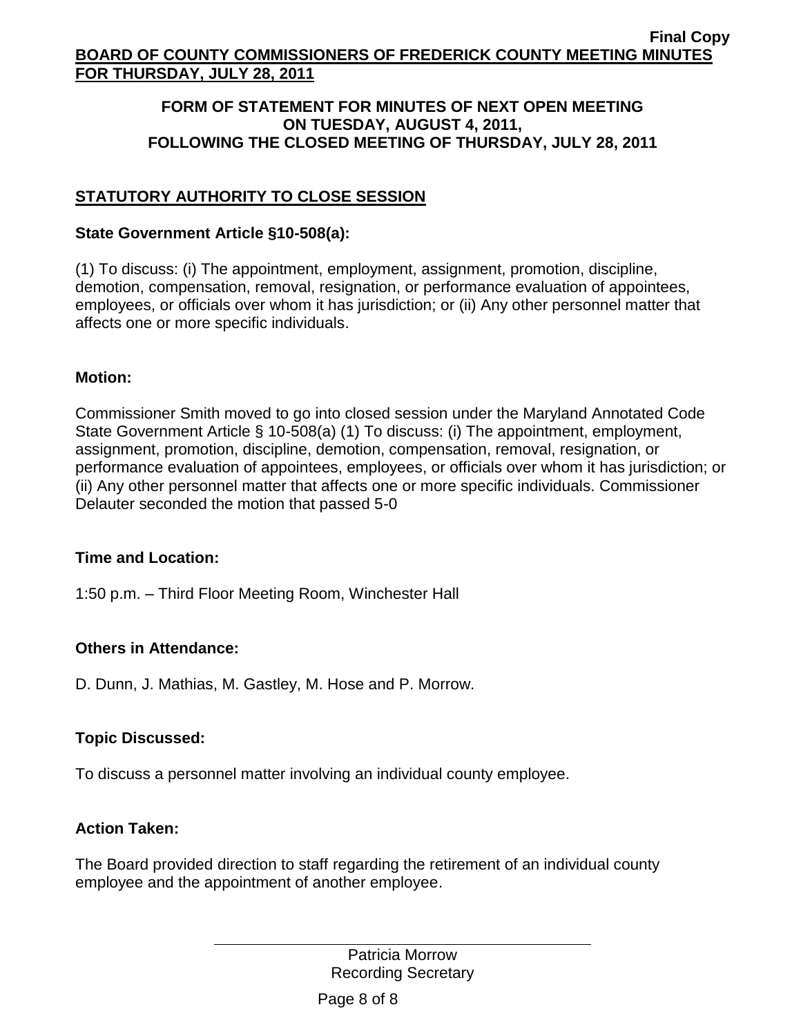## FORM OF STATEMENT FOR MINUTES OF NEXT OPEN MEETING ON TUESDAY, AUGUST 4, 2011, FOLLOWING THE CLOSED MEETING OF THURSDAY, JULY 28, 2011

### STATUTORY AUTHORITY TO CLOSE SESSION

**State Government Article §10-508(a):**

(1) To discuss: (i) The appointment, employment, assignment, promotion, discipline, demotion, compensation, removal, resignation, or performance evaluation of appointees, employees, or officials over whom it has jurisdiction; or (ii) Any other personnel matter that affects one or more specific individuals.

**Motion:**

Commissioner Smith moved to go into closed session under the Maryland Annotated Code State Government Article § 10-508(a) (1) To discuss: (i) The appointment, employment, assignment, promotion, discipline, demotion, compensation, removal, resignation, or performance evaluation of appointees, employees, or officials over whom it has jurisdiction; or (ii) Any other personnel matter that affects one or more specific individuals. Commissioner Delauter seconded the motion that passed 5-0

**Time and Location:**

1:50 p.m. – Third Floor Meeting Room, Winchester Hall

**Others in Attendance:**

D. Dunn, J. Mathias, M. Gastley, M. Hose and P. Morrow.

**Topic Discussed:**

To discuss a personnel matter involving an individual county employee.

**Action Taken:**

The Board provided direction to staff regarding the retirement of an individual county employee and the appointment of another employee.

Patricia Morrow
Recording Secretary